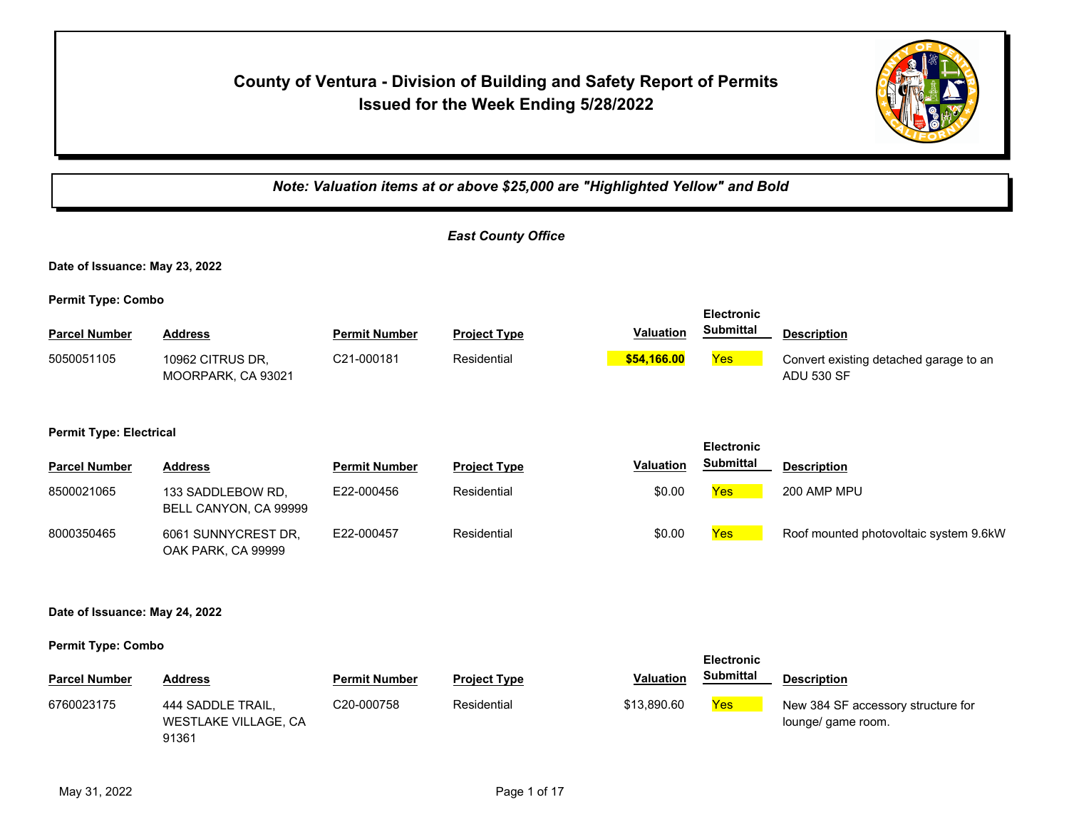# County of Ventura - Division of Building and Safety Report of Permits Issued for the Week Ending 5/28/2022

***Note: Valuation items at or above $25,000 are "Highlighted Yellow" and Bold***

## *East County Office*

**Date of Issuance: May 23, 2022**

**Permit Type: Combo**

| Parcel Number | Address | Permit Number | Project Type | Valuation | Electronic Submittal | Description |
|---|---|---|---|---|---|---|
| 5050051105 | 10962 CITRUS DR, MOORPARK, CA 93021 | C21-000181 | Residential | **$54,166.00** | Yes | Convert existing detached garage to an ADU 530 SF |

**Permit Type: Electrical**

| Parcel Number | Address | Permit Number | Project Type | Valuation | Electronic Submittal | Description |
|---|---|---|---|---|---|---|
| 8500021065 | 133 SADDLEBOW RD, BELL CANYON, CA 99999 | E22-000456 | Residential | $0.00 | Yes | 200 AMP MPU |
| 8000350465 | 6061 SUNNYCREST DR, OAK PARK, CA 99999 | E22-000457 | Residential | $0.00 | Yes | Roof mounted photovoltaic system 9.6kW |

**Date of Issuance: May 24, 2022**

**Permit Type: Combo**

| Parcel Number | Address | Permit Number | Project Type | Valuation | Electronic Submittal | Description |
|---|---|---|---|---|---|---|
| 6760023175 | 444 SADDLE TRAIL, WESTLAKE VILLAGE, CA 91361 | C20-000758 | Residential | $13,890.60 | Yes | New 384 SF accessory structure for lounge/ game room. |

May 31, 2022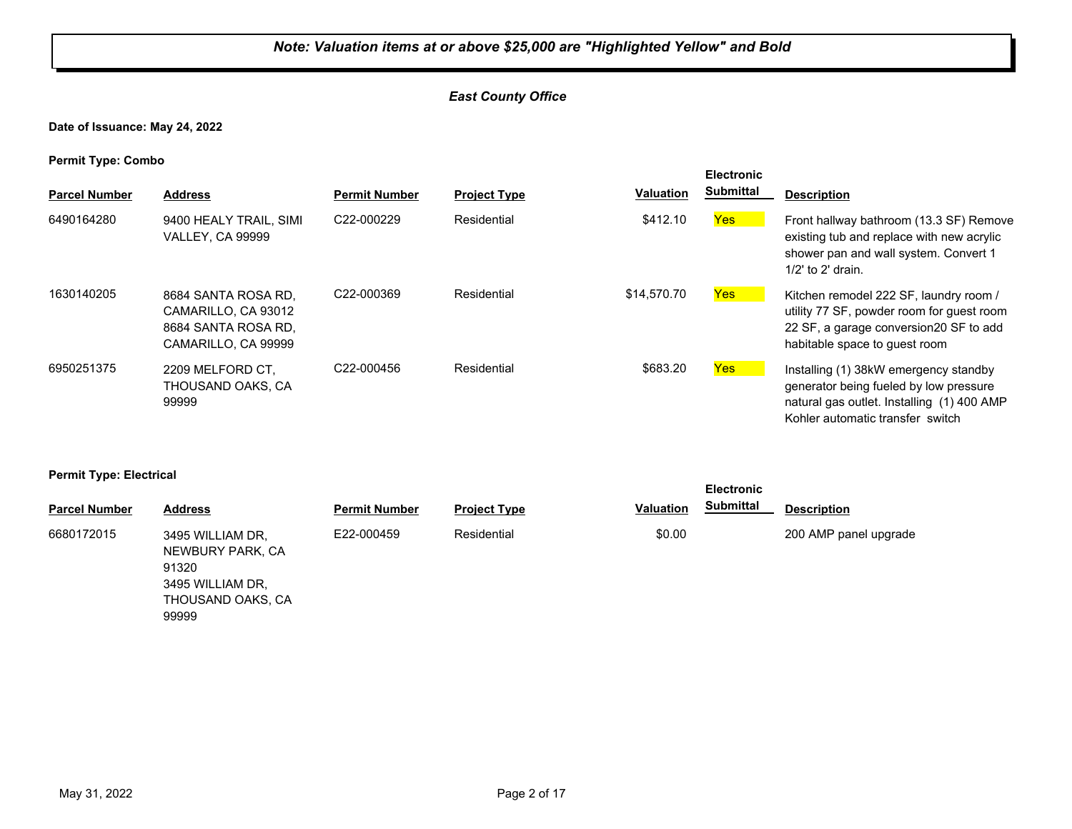***Note: Valuation items at or above $25,000 are "Highlighted Yellow" and Bold***

***East County Office***

**Date of Issuance: May 24, 2022**

**Permit Type: Combo**

| Parcel Number | Address | Permit Number | Project Type | Valuation | Electronic Submittal | Description |
|---|---|---|---|---|---|---|
| 6490164280 | 9400 HEALY TRAIL, SIMI VALLEY, CA 99999 | C22-000229 | Residential | $412.10 | Yes | Front hallway bathroom (13.3 SF) Remove existing tub and replace with new acrylic shower pan and wall system. Convert 1 1/2' to 2' drain. |
| 1630140205 | 8684 SANTA ROSA RD, CAMARILLO, CA 93012 8684 SANTA ROSA RD, CAMARILLO, CA 99999 | C22-000369 | Residential | $14,570.70 | Yes | Kitchen remodel 222 SF, laundry room / utility 77 SF, powder room for guest room 22 SF, a garage conversion20 SF to add habitable space to guest room |
| 6950251375 | 2209 MELFORD CT, THOUSAND OAKS, CA 99999 | C22-000456 | Residential | $683.20 | Yes | Installing (1) 38kW emergency standby generator being fueled by low pressure natural gas outlet. Installing (1) 400 AMP Kohler automatic transfer switch |

**Permit Type: Electrical**

| Parcel Number | Address | Permit Number | Project Type | Valuation | Electronic Submittal | Description |
|---|---|---|---|---|---|---|
| 6680172015 | 3495 WILLIAM DR, NEWBURY PARK, CA 91320 3495 WILLIAM DR, THOUSAND OAKS, CA 99999 | E22-000459 | Residential | $0.00 | | 200 AMP panel upgrade |

May 31, 2022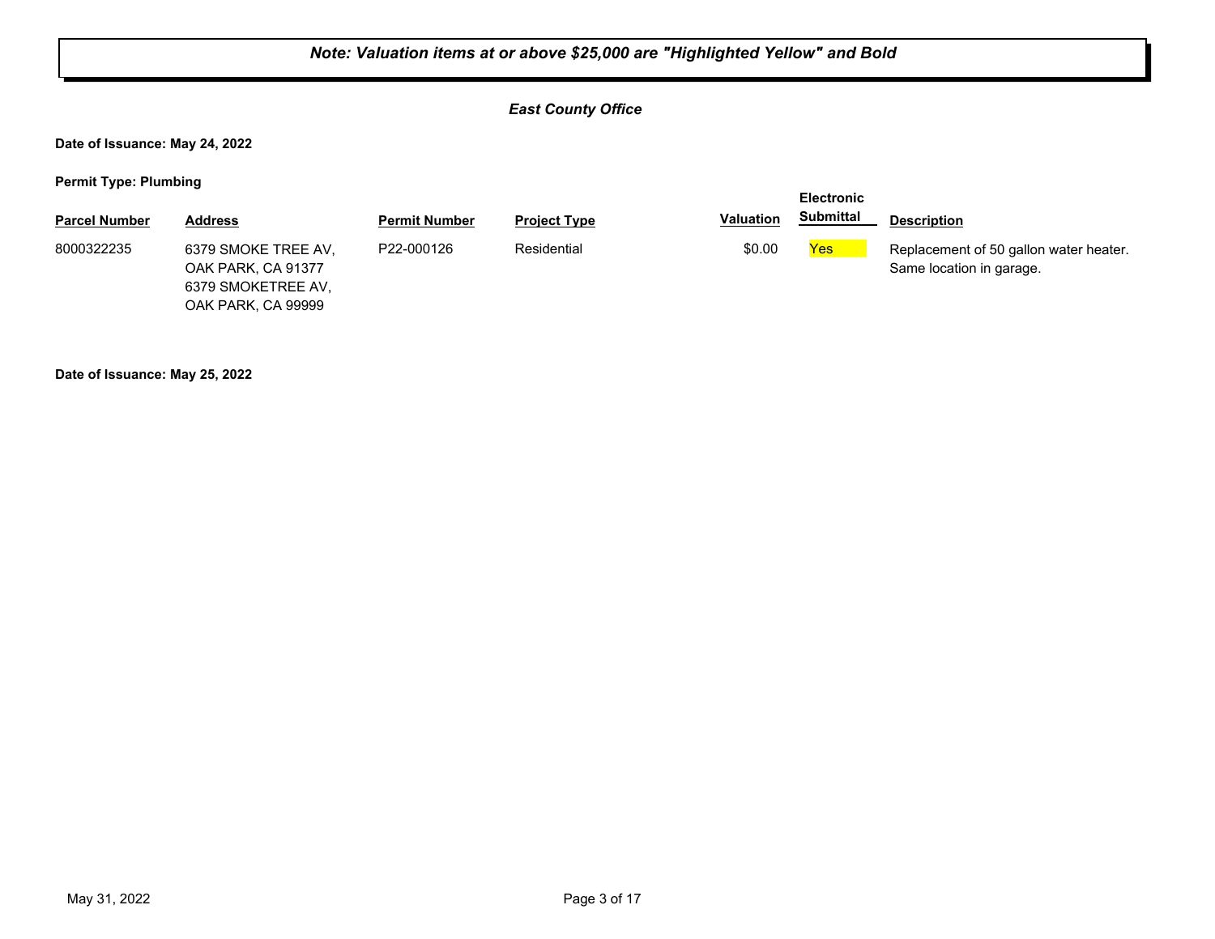***Note: Valuation items at or above $25,000 are "Highlighted Yellow" and Bold***

***East County Office***

**Date of Issuance: May 24, 2022**

**Permit Type: Plumbing**

| Parcel Number | Address | Permit Number | Project Type | Valuation | Electronic Submittal | Description |
|---|---|---|---|---|---|---|
| 8000322235 | 6379 SMOKE TREE AV, OAK PARK, CA 91377 6379 SMOKETREE AV, OAK PARK, CA 99999 | P22-000126 | Residential | $0.00 | Yes | Replacement of 50 gallon water heater. Same location in garage. |

**Date of Issuance: May 25, 2022**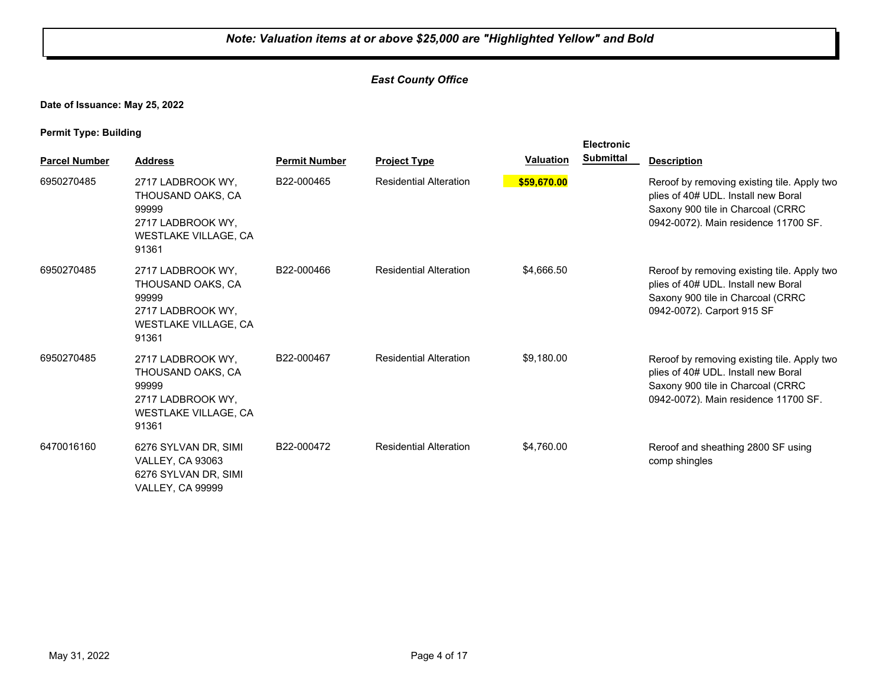***Note: Valuation items at or above $25,000 are "Highlighted Yellow" and Bold***

*East County Office*

**Date of Issuance: May 25, 2022**

**Permit Type: Building**

| Parcel Number | Address | Permit Number | Project Type | Valuation | Electronic Submittal | Description |
|---|---|---|---|---|---|---|
| 6950270485 | 2717 LADBROOK WY, THOUSAND OAKS, CA 99999<br>2717 LADBROOK WY, WESTLAKE VILLAGE, CA 91361 | B22-000465 | Residential Alteration | **$59,670.00** | | Reroof by removing existing tile. Apply two plies of 40# UDL. Install new Boral Saxony 900 tile in Charcoal (CRRC 0942-0072). Main residence 11700 SF. |
| 6950270485 | 2717 LADBROOK WY, THOUSAND OAKS, CA 99999<br>2717 LADBROOK WY, WESTLAKE VILLAGE, CA 91361 | B22-000466 | Residential Alteration | $4,666.50 | | Reroof by removing existing tile. Apply two plies of 40# UDL. Install new Boral Saxony 900 tile in Charcoal (CRRC 0942-0072). Carport 915 SF |
| 6950270485 | 2717 LADBROOK WY, THOUSAND OAKS, CA 99999<br>2717 LADBROOK WY, WESTLAKE VILLAGE, CA 91361 | B22-000467 | Residential Alteration | $9,180.00 | | Reroof by removing existing tile. Apply two plies of 40# UDL. Install new Boral Saxony 900 tile in Charcoal (CRRC 0942-0072). Main residence 11700 SF. |
| 6470016160 | 6276 SYLVAN DR, SIMI VALLEY, CA 93063<br>6276 SYLVAN DR, SIMI VALLEY, CA 99999 | B22-000472 | Residential Alteration | $4,760.00 | | Reroof and sheathing 2800 SF using comp shingles |

May 31, 2022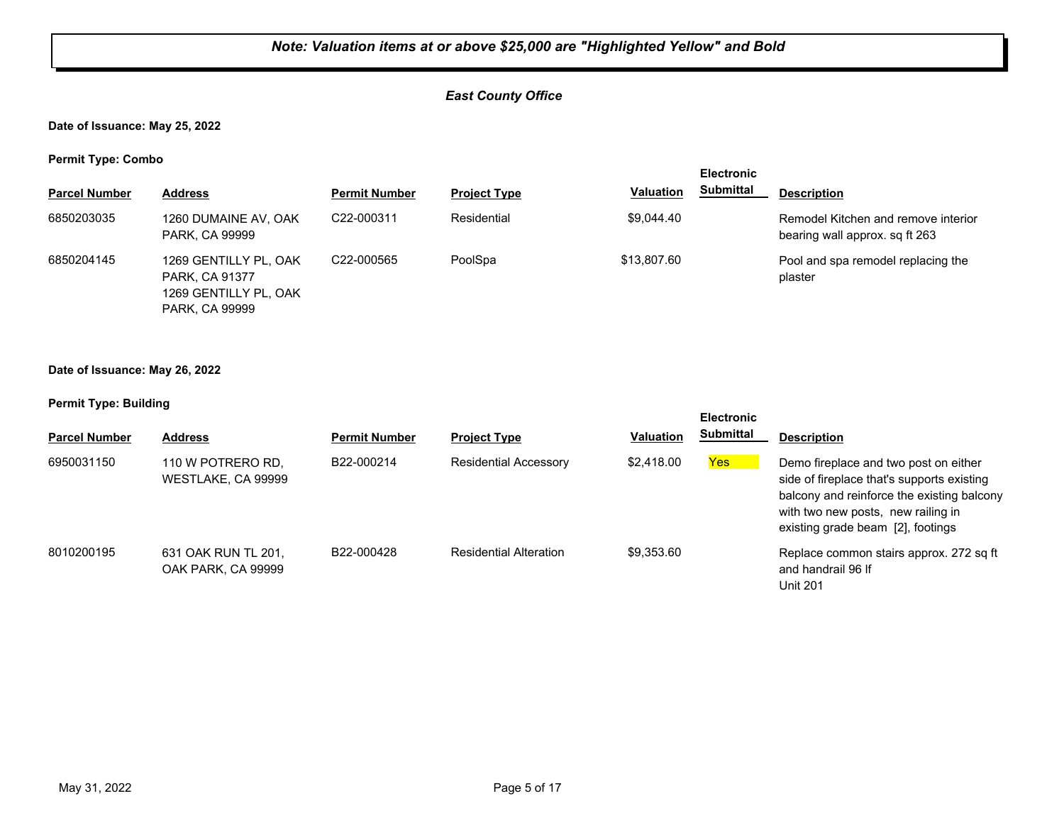***Note: Valuation items at or above $25,000 are "Highlighted Yellow" and Bold***

***East County Office***

**Date of Issuance: May 25, 2022**

**Permit Type: Combo**

| Parcel Number | Address | Permit Number | Project Type | Valuation | Electronic Submittal | Description |
|---|---|---|---|---|---|---|
| 6850203035 | 1260 DUMAINE AV, OAK PARK, CA 99999 | C22-000311 | Residential | $9,044.40 | | Remodel Kitchen and remove interior bearing wall approx. sq ft 263 |
| 6850204145 | 1269 GENTILLY PL, OAK PARK, CA 91377 1269 GENTILLY PL, OAK PARK, CA 99999 | C22-000565 | PoolSpa | $13,807.60 | | Pool and spa remodel replacing the plaster |

**Date of Issuance: May 26, 2022**

**Permit Type: Building**

| Parcel Number | Address | Permit Number | Project Type | Valuation | Electronic Submittal | Description |
|---|---|---|---|---|---|---|
| 6950031150 | 110 W POTRERO RD, WESTLAKE, CA 99999 | B22-000214 | Residential Accessory | $2,418.00 | Yes | Demo fireplace and two post on either side of fireplace that's supports existing balcony and reinforce the existing balcony with two new posts, new railing in existing grade beam [2], footings |
| 8010200195 | 631 OAK RUN TL 201, OAK PARK, CA 99999 | B22-000428 | Residential Alteration | $9,353.60 | | Replace common stairs approx. 272 sq ft and handrail 96 lf Unit 201 |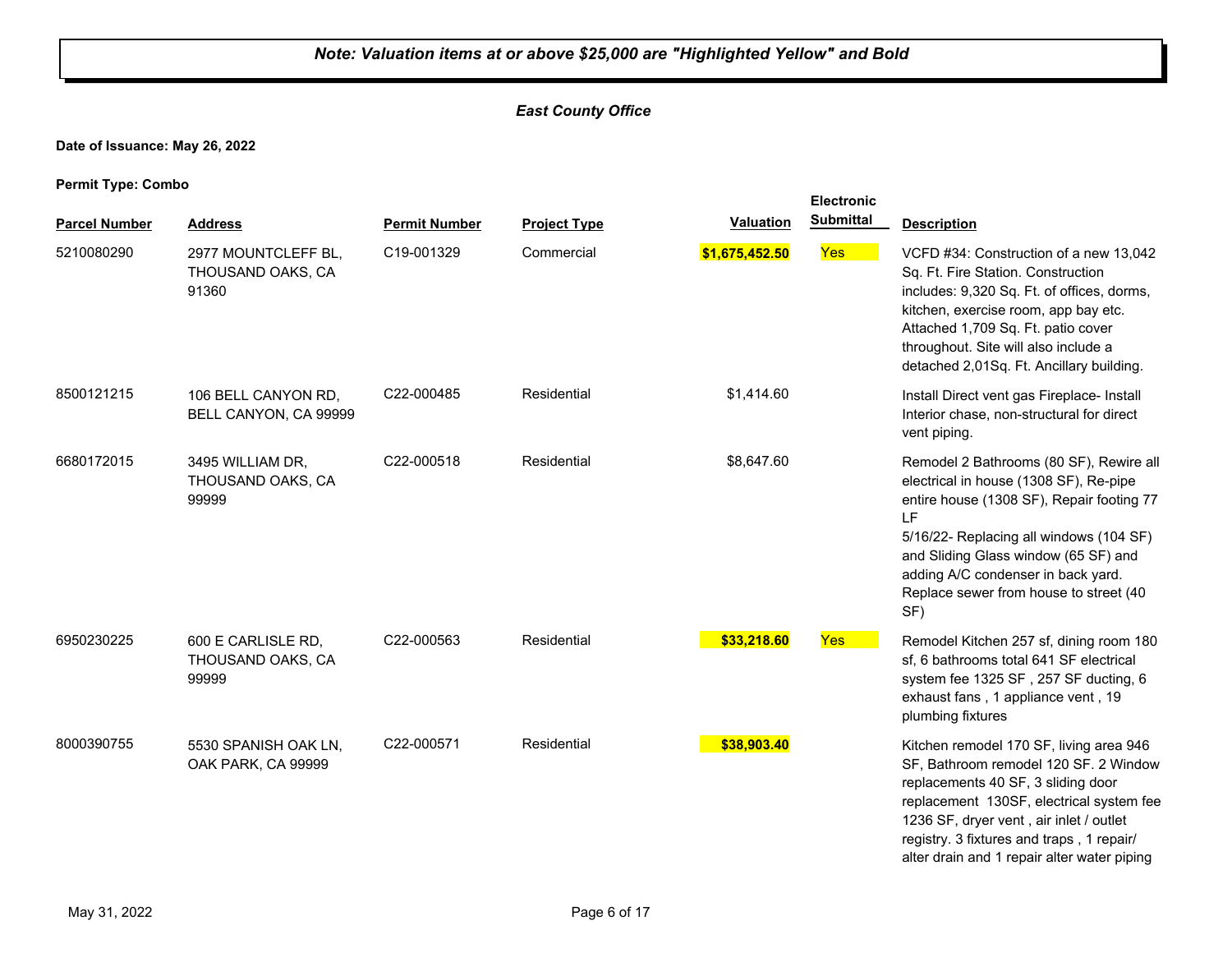***Note: Valuation items at or above $25,000 are "Highlighted Yellow" and Bold***

***East County Office***

**Date of Issuance: May 26, 2022**

**Permit Type: Combo**

| Parcel Number | Address | Permit Number | Project Type | Valuation | Electronic Submittal | Description |
|---|---|---|---|---|---|---|
| 5210080290 | 2977 MOUNTCLEFF BL, THOUSAND OAKS, CA 91360 | C19-001329 | Commercial | **$1,675,452.50** | Yes | VCFD #34: Construction of a new 13,042 Sq. Ft. Fire Station. Construction includes: 9,320 Sq. Ft. of offices, dorms, kitchen, exercise room, app bay etc. Attached 1,709 Sq. Ft. patio cover throughout. Site will also include a detached 2,01Sq. Ft. Ancillary building. |
| 8500121215 | 106 BELL CANYON RD, BELL CANYON, CA 99999 | C22-000485 | Residential | $1,414.60 | | Install Direct vent gas Fireplace- Install Interior chase, non-structural for direct vent piping. |
| 6680172015 | 3495 WILLIAM DR, THOUSAND OAKS, CA 99999 | C22-000518 | Residential | $8,647.60 | | Remodel 2 Bathrooms (80 SF), Rewire all electrical in house (1308 SF), Re-pipe entire house (1308 SF), Repair footing 77 LF 5/16/22- Replacing all windows (104 SF) and Sliding Glass window (65 SF) and adding A/C condenser in back yard. Replace sewer from house to street (40 SF) |
| 6950230225 | 600 E CARLISLE RD, THOUSAND OAKS, CA 99999 | C22-000563 | Residential | **$33,218.60** | Yes | Remodel Kitchen 257 sf, dining room 180 sf, 6 bathrooms total 641 SF electrical system fee 1325 SF , 257 SF ducting, 6 exhaust fans , 1 appliance vent , 19 plumbing fixtures |
| 8000390755 | 5530 SPANISH OAK LN, OAK PARK, CA 99999 | C22-000571 | Residential | **$38,903.40** | | Kitchen remodel 170 SF, living area 946 SF, Bathroom remodel 120 SF. 2 Window replacements 40 SF, 3 sliding door replacement 130SF, electrical system fee 1236 SF, dryer vent , air inlet / outlet registry. 3 fixtures and traps , 1 repair/ alter drain and 1 repair alter water piping |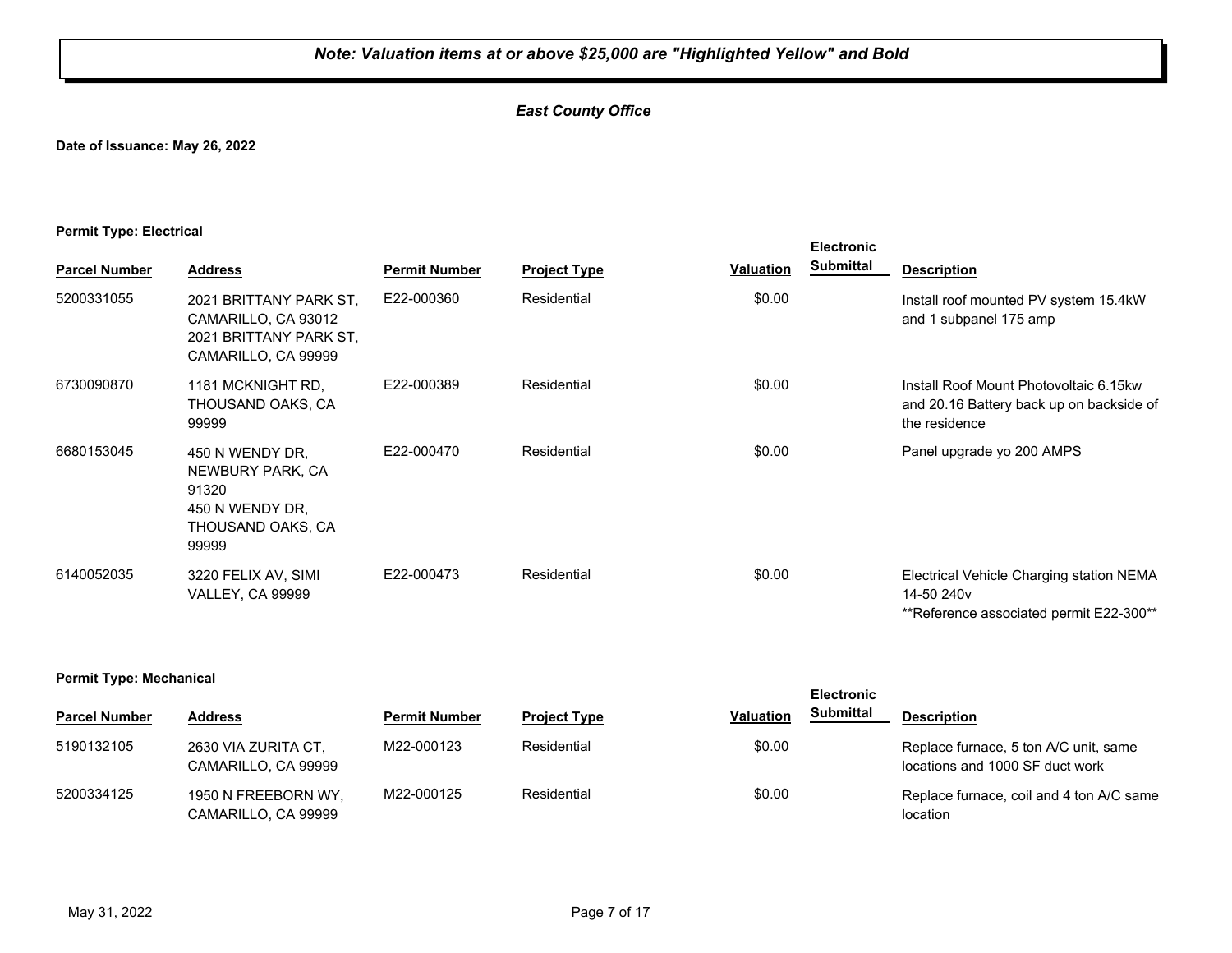***Note: Valuation items at or above $25,000 are "Highlighted Yellow" and Bold***

***East County Office***

**Date of Issuance: May 26, 2022**

**Permit Type: Electrical**

| Parcel Number | Address | Permit Number | Project Type | Valuation | Electronic Submittal | Description |
|---|---|---|---|---|---|---|
| 5200331055 | 2021 BRITTANY PARK ST, CAMARILLO, CA 93012 2021 BRITTANY PARK ST, CAMARILLO, CA 99999 | E22-000360 | Residential | $0.00 | | Install roof mounted PV system 15.4kW and 1 subpanel 175 amp |
| 6730090870 | 1181 MCKNIGHT RD, THOUSAND OAKS, CA 99999 | E22-000389 | Residential | $0.00 | | Install Roof Mount Photovoltaic 6.15kw and 20.16 Battery back up on backside of the residence |
| 6680153045 | 450 N WENDY DR, NEWBURY PARK, CA 91320 450 N WENDY DR, THOUSAND OAKS, CA 99999 | E22-000470 | Residential | $0.00 | | Panel upgrade yo 200 AMPS |
| 6140052035 | 3220 FELIX AV, SIMI VALLEY, CA 99999 | E22-000473 | Residential | $0.00 | | Electrical Vehicle Charging station NEMA 14-50 240v **Reference associated permit E22-300** |

**Permit Type: Mechanical**

| Parcel Number | Address | Permit Number | Project Type | Valuation | Electronic Submittal | Description |
|---|---|---|---|---|---|---|
| 5190132105 | 2630 VIA ZURITA CT, CAMARILLO, CA 99999 | M22-000123 | Residential | $0.00 | | Replace furnace, 5 ton A/C unit, same locations and 1000 SF duct work |
| 5200334125 | 1950 N FREEBORN WY, CAMARILLO, CA 99999 | M22-000125 | Residential | $0.00 | | Replace furnace, coil and 4 ton A/C same location |

May 31, 2022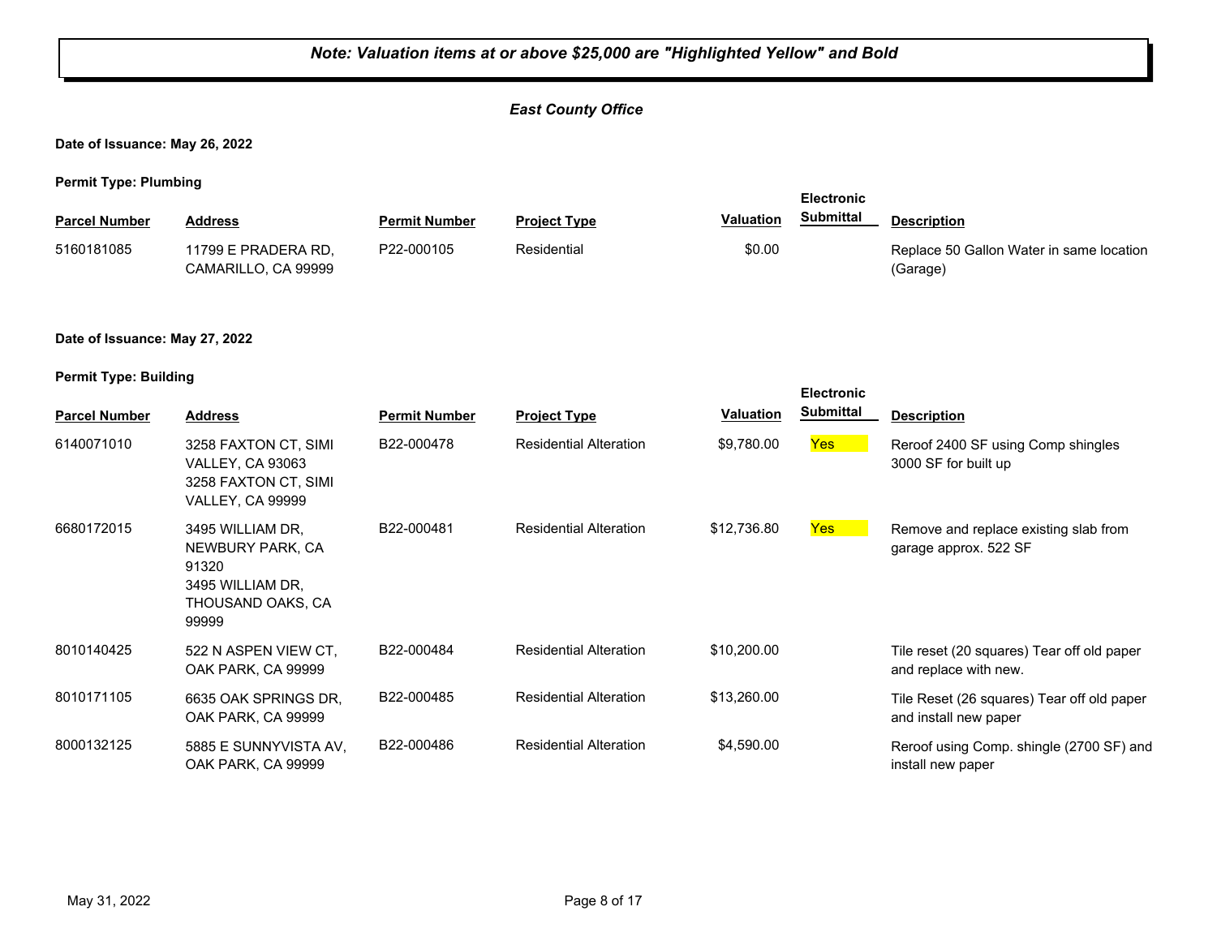***Note: Valuation items at or above $25,000 are "Highlighted Yellow" and Bold***

***East County Office***

**Date of Issuance: May 26, 2022**

**Permit Type: Plumbing**

| Parcel Number | Address | Permit Number | Project Type | Valuation | Electronic Submittal | Description |
|---|---|---|---|---|---|---|
| 5160181085 | 11799 E PRADERA RD, CAMARILLO, CA 99999 | P22-000105 | Residential | $0.00 | | Replace 50 Gallon Water in same location (Garage) |

**Date of Issuance: May 27, 2022**

**Permit Type: Building**

| Parcel Number | Address | Permit Number | Project Type | Valuation | Electronic Submittal | Description |
|---|---|---|---|---|---|---|
| 6140071010 | 3258 FAXTON CT, SIMI VALLEY, CA 93063 3258 FAXTON CT, SIMI VALLEY, CA 99999 | B22-000478 | Residential Alteration | $9,780.00 | Yes | Reroof 2400 SF using Comp shingles 3000 SF for built up |
| 6680172015 | 3495 WILLIAM DR, NEWBURY PARK, CA 91320 3495 WILLIAM DR, THOUSAND OAKS, CA 99999 | B22-000481 | Residential Alteration | $12,736.80 | Yes | Remove and replace existing slab from garage approx. 522 SF |
| 8010140425 | 522 N ASPEN VIEW CT, OAK PARK, CA 99999 | B22-000484 | Residential Alteration | $10,200.00 | | Tile reset (20 squares) Tear off old paper and replace with new. |
| 8010171105 | 6635 OAK SPRINGS DR, OAK PARK, CA 99999 | B22-000485 | Residential Alteration | $13,260.00 | | Tile Reset (26 squares) Tear off old paper and install new paper |
| 8000132125 | 5885 E SUNNYVISTA AV, OAK PARK, CA 99999 | B22-000486 | Residential Alteration | $4,590.00 | | Reroof using Comp. shingle (2700 SF) and install new paper |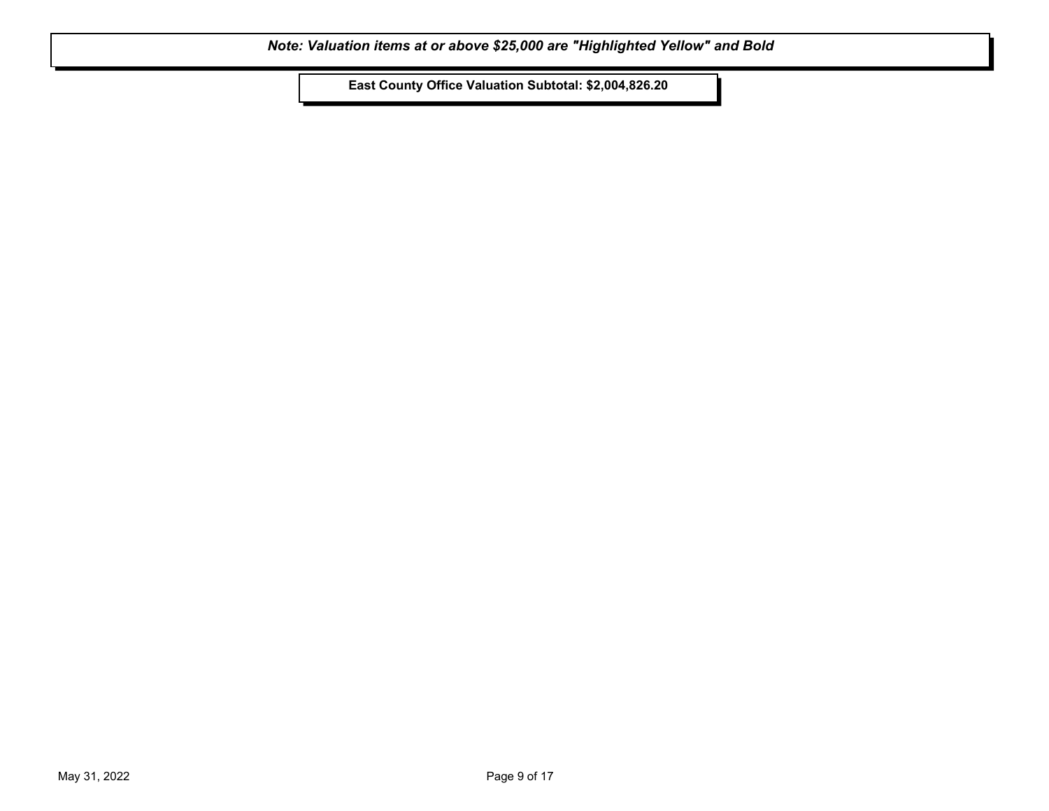***Note: Valuation items at or above $25,000 are "Highlighted Yellow" and Bold***

**East County Office Valuation Subtotal: $2,004,826.20**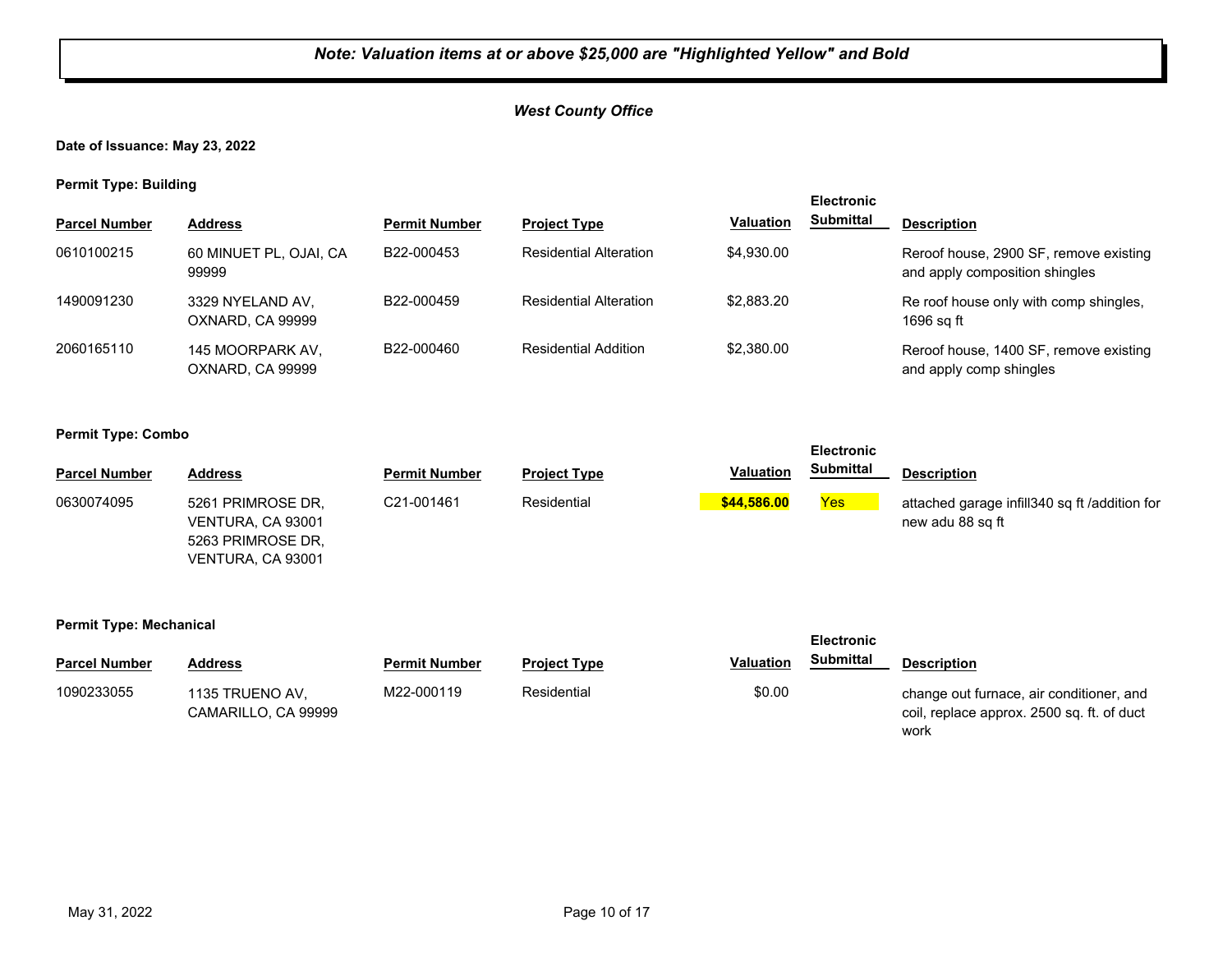***Note: Valuation items at or above $25,000 are "Highlighted Yellow" and Bold***

***West County Office***

**Date of Issuance: May 23, 2022**

**Permit Type: Building**

| Parcel Number | Address | Permit Number | Project Type | Valuation | Electronic Submittal | Description |
|---|---|---|---|---|---|---|
| 0610100215 | 60 MINUET PL, OJAI, CA 99999 | B22-000453 | Residential Alteration | $4,930.00 | | Reroof house, 2900 SF, remove existing and apply composition shingles |
| 1490091230 | 3329 NYELAND AV, OXNARD, CA 99999 | B22-000459 | Residential Alteration | $2,883.20 | | Re roof house only with comp shingles, 1696 sq ft |
| 2060165110 | 145 MOORPARK AV, OXNARD, CA 99999 | B22-000460 | Residential Addition | $2,380.00 | | Reroof house, 1400 SF, remove existing and apply comp shingles |

**Permit Type: Combo**

| Parcel Number | Address | Permit Number | Project Type | Valuation | Electronic Submittal | Description |
|---|---|---|---|---|---|---|
| 0630074095 | 5261 PRIMROSE DR, VENTURA, CA 93001 5263 PRIMROSE DR, VENTURA, CA 93001 | C21-001461 | Residential | **$44,586.00** | Yes | attached garage infill340 sq ft /addition for new adu 88 sq ft |

**Permit Type: Mechanical**

| Parcel Number | Address | Permit Number | Project Type | Valuation | Electronic Submittal | Description |
|---|---|---|---|---|---|---|
| 1090233055 | 1135 TRUENO AV, CAMARILLO, CA 99999 | M22-000119 | Residential | $0.00 | | change out furnace, air conditioner, and coil, replace approx. 2500 sq. ft. of duct work |

May 31, 2022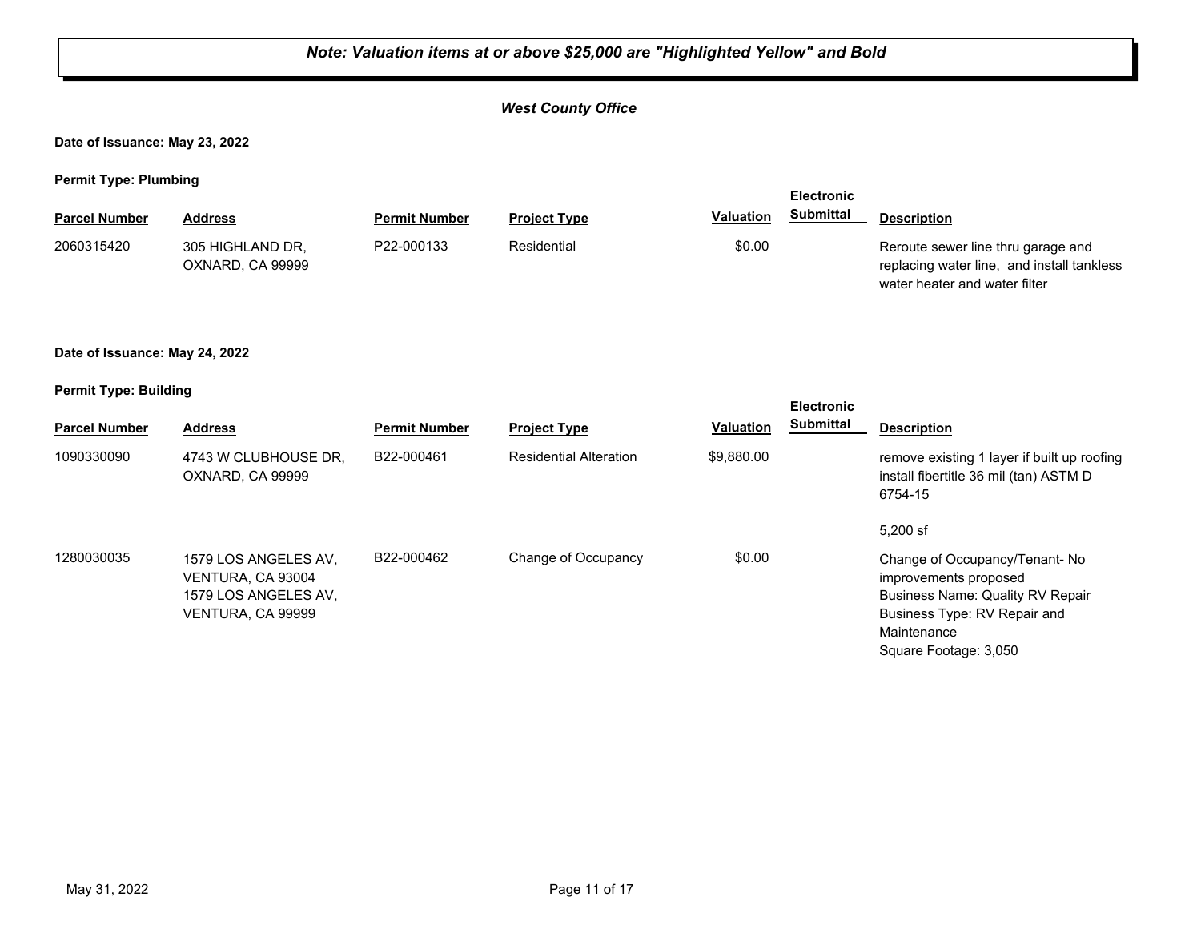***Note: Valuation items at or above $25,000 are "Highlighted Yellow" and Bold***

***West County Office***

**Date of Issuance: May 23, 2022**

**Permit Type: Plumbing**

| Parcel Number | Address | Permit Number | Project Type | Valuation | Electronic Submittal | Description |
|---|---|---|---|---|---|---|
| 2060315420 | 305 HIGHLAND DR, OXNARD, CA 99999 | P22-000133 | Residential | $0.00 | | Reroute sewer line thru garage and replacing water line, and install tankless water heater and water filter |

**Date of Issuance: May 24, 2022**

**Permit Type: Building**

| Parcel Number | Address | Permit Number | Project Type | Valuation | Electronic Submittal | Description |
|---|---|---|---|---|---|---|
| 1090330090 | 4743 W CLUBHOUSE DR, OXNARD, CA 99999 | B22-000461 | Residential Alteration | $9,880.00 | | remove existing 1 layer if built up roofing install fibertitle 36 mil (tan) ASTM D 6754-15<br><br>5,200 sf |
| 1280030035 | 1579 LOS ANGELES AV, VENTURA, CA 93004<br>1579 LOS ANGELES AV, VENTURA, CA 99999 | B22-000462 | Change of Occupancy | $0.00 | | Change of Occupancy/Tenant- No improvements proposed<br>Business Name: Quality RV Repair<br>Business Type: RV Repair and Maintenance<br>Square Footage: 3,050 |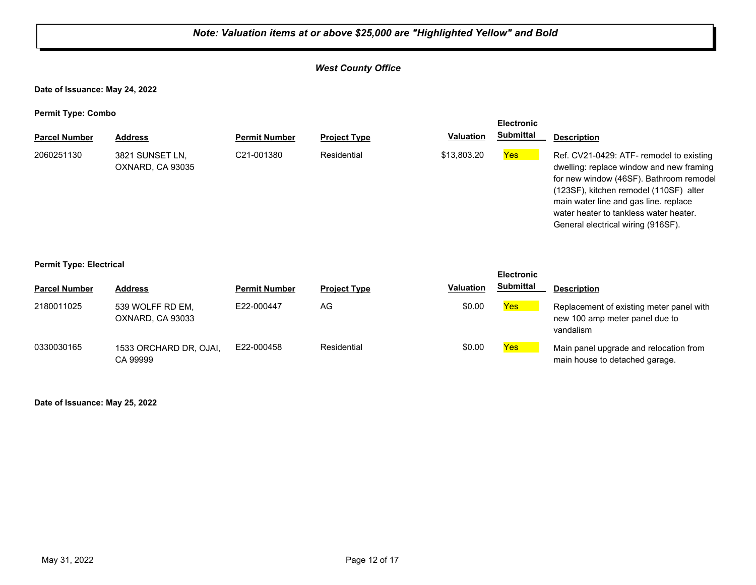*Note: Valuation items at or above $25,000 are "Highlighted Yellow" and Bold*

***West County Office***

**Date of Issuance: May 24, 2022**

**Permit Type: Combo**

| Parcel Number | Address | Permit Number | Project Type | Valuation | Electronic Submittal | Description |
|---|---|---|---|---|---|---|
| 2060251130 | 3821 SUNSET LN, OXNARD, CA 93035 | C21-001380 | Residential | $13,803.20 | Yes | Ref. CV21-0429: ATF- remodel to existing dwelling: replace window and new framing for new window (46SF). Bathroom remodel (123SF), kitchen remodel (110SF) alter main water line and gas line. replace water heater to tankless water heater. General electrical wiring (916SF). |

**Permit Type: Electrical**

| Parcel Number | Address | Permit Number | Project Type | Valuation | Electronic Submittal | Description |
|---|---|---|---|---|---|---|
| 2180011025 | 539 WOLFF RD EM, OXNARD, CA 93033 | E22-000447 | AG | $0.00 | Yes | Replacement of existing meter panel with new 100 amp meter panel due to vandalism |
| 0330030165 | 1533 ORCHARD DR, OJAI, CA 99999 | E22-000458 | Residential | $0.00 | Yes | Main panel upgrade and relocation from main house to detached garage. |

**Date of Issuance: May 25, 2022**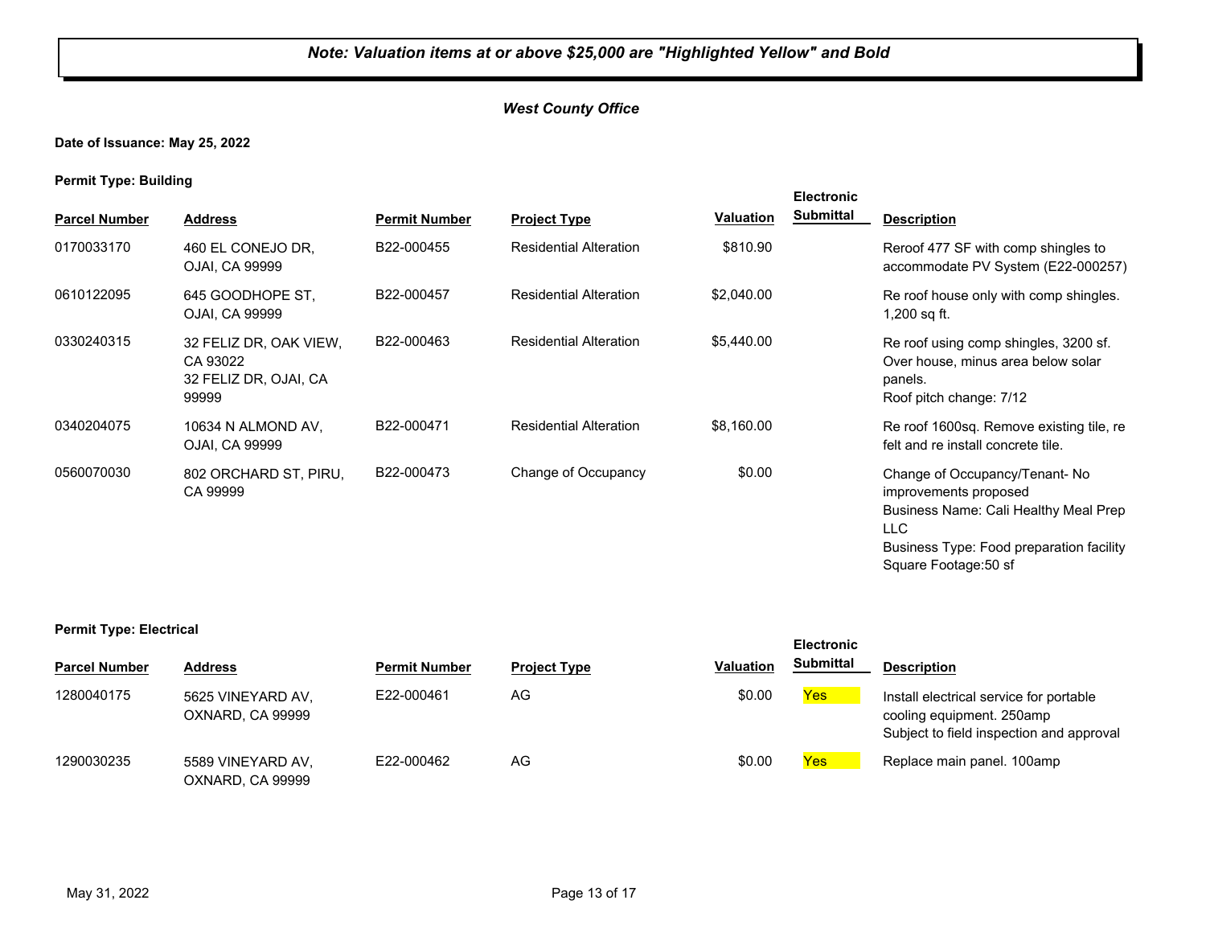***Note: Valuation items at or above $25,000 are "Highlighted Yellow" and Bold***

***West County Office***

**Date of Issuance: May 25, 2022**

**Permit Type: Building**

| Parcel Number | Address | Permit Number | Project Type | Valuation | Electronic Submittal | Description |
|---|---|---|---|---|---|---|
| 0170033170 | 460 EL CONEJO DR, OJAI, CA 99999 | B22-000455 | Residential Alteration | $810.90 | | Reroof 477 SF with comp shingles to accommodate PV System (E22-000257) |
| 0610122095 | 645 GOODHOPE ST, OJAI, CA 99999 | B22-000457 | Residential Alteration | $2,040.00 | | Re roof house only with comp shingles. 1,200 sq ft. |
| 0330240315 | 32 FELIZ DR, OAK VIEW, CA 93022<br>32 FELIZ DR, OJAI, CA 99999 | B22-000463 | Residential Alteration | $5,440.00 | | Re roof using comp shingles, 3200 sf. Over house, minus area below solar panels.<br>Roof pitch change: 7/12 |
| 0340204075 | 10634 N ALMOND AV, OJAI, CA 99999 | B22-000471 | Residential Alteration | $8,160.00 | | Re roof 1600sq. Remove existing tile, re felt and re install concrete tile. |
| 0560070030 | 802 ORCHARD ST, PIRU, CA 99999 | B22-000473 | Change of Occupancy | $0.00 | | Change of Occupancy/Tenant- No improvements proposed<br>Business Name: Cali Healthy Meal Prep LLC<br>Business Type: Food preparation facility<br>Square Footage:50 sf |

**Permit Type: Electrical**

| Parcel Number | Address | Permit Number | Project Type | Valuation | Electronic Submittal | Description |
|---|---|---|---|---|---|---|
| 1280040175 | 5625 VINEYARD AV, OXNARD, CA 99999 | E22-000461 | AG | $0.00 | Yes | Install electrical service for portable cooling equipment. 250amp<br>Subject to field inspection and approval |
| 1290030235 | 5589 VINEYARD AV, OXNARD, CA 99999 | E22-000462 | AG | $0.00 | Yes | Replace main panel. 100amp |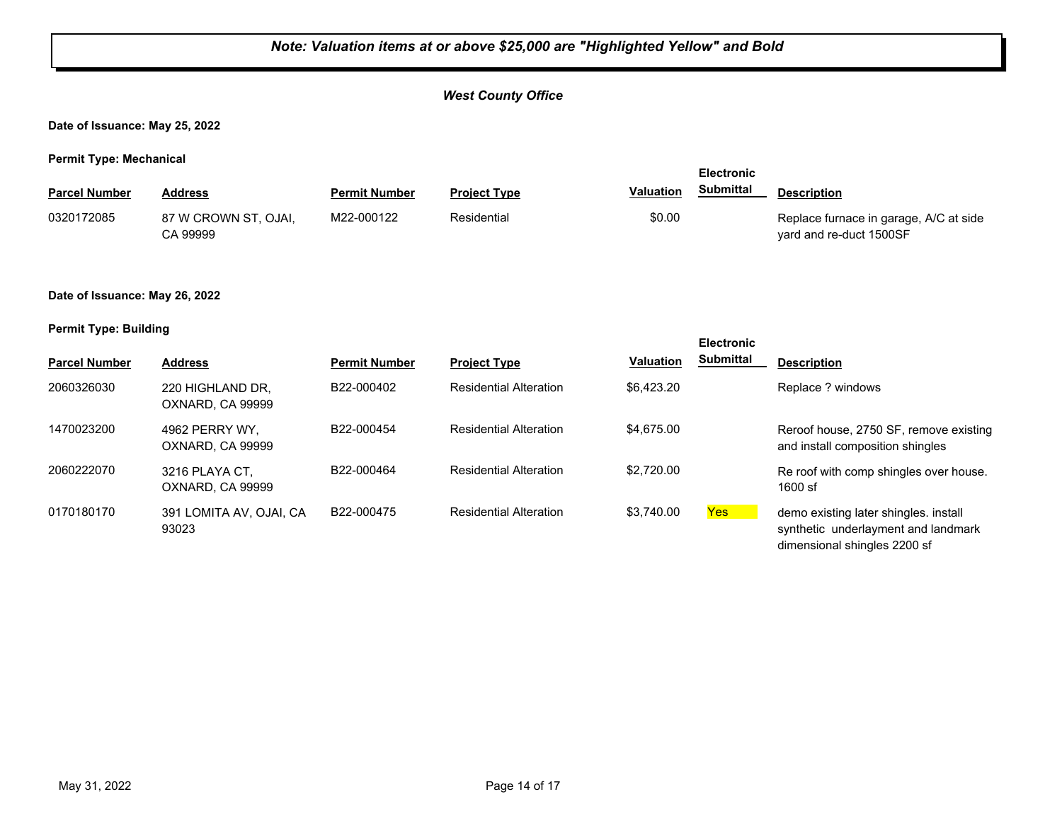*Note: Valuation items at or above $25,000 are "Highlighted Yellow" and Bold*

***West County Office***

**Date of Issuance: May 25, 2022**

**Permit Type: Mechanical**

| Parcel Number | Address | Permit Number | Project Type | Valuation | Electronic Submittal | Description |
|---|---|---|---|---|---|---|
| 0320172085 | 87 W CROWN ST, OJAI, CA 99999 | M22-000122 | Residential | $0.00 | | Replace furnace in garage, A/C at side yard and re-duct 1500SF |

**Date of Issuance: May 26, 2022**

**Permit Type: Building**

| Parcel Number | Address | Permit Number | Project Type | Valuation | Electronic Submittal | Description |
|---|---|---|---|---|---|---|
| 2060326030 | 220 HIGHLAND DR, OXNARD, CA 99999 | B22-000402 | Residential Alteration | $6,423.20 | | Replace ? windows |
| 1470023200 | 4962 PERRY WY, OXNARD, CA 99999 | B22-000454 | Residential Alteration | $4,675.00 | | Reroof house, 2750 SF, remove existing and install composition shingles |
| 2060222070 | 3216 PLAYA CT, OXNARD, CA 99999 | B22-000464 | Residential Alteration | $2,720.00 | | Re roof with comp shingles over house. 1600 sf |
| 0170180170 | 391 LOMITA AV, OJAI, CA 93023 | B22-000475 | Residential Alteration | $3,740.00 | Yes | demo existing later shingles. install synthetic underlayment and landmark dimensional shingles 2200 sf |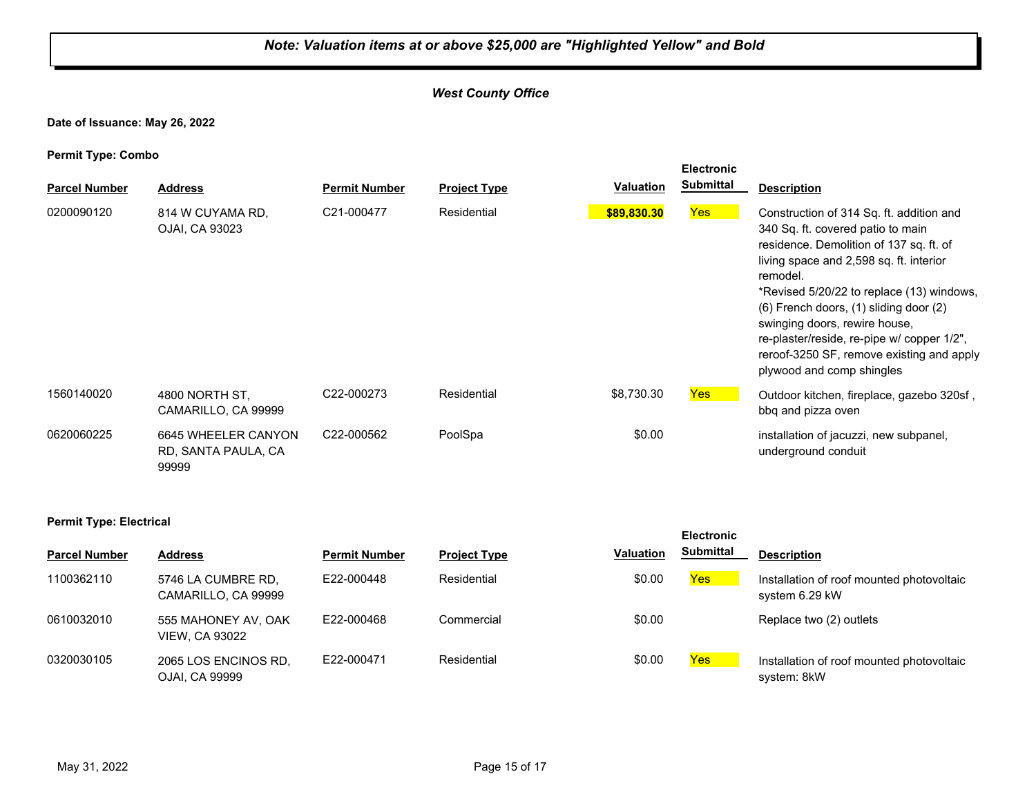***Note: Valuation items at or above $25,000 are "Highlighted Yellow" and Bold***

***West County Office***

**Date of Issuance: May 26, 2022**

**Permit Type: Combo**

| Parcel Number | Address | Permit Number | Project Type | Valuation | Electronic Submittal | Description |
|---|---|---|---|---|---|---|
| 0200090120 | 814 W CUYAMA RD, OJAI, CA 93023 | C21-000477 | Residential | **$89,830.30** | Yes | Construction of 314 Sq. ft. addition and 340 Sq. ft. covered patio to main residence. Demolition of 137 sq. ft. of living space and 2,598 sq. ft. interior remodel. *Revised 5/20/22 to replace (13) windows, (6) French doors, (1) sliding door (2) swinging doors, rewire house, re-plaster/reside, re-pipe w/ copper 1/2", reroof-3250 SF, remove existing and apply plywood and comp shingles |
| 1560140020 | 4800 NORTH ST, CAMARILLO, CA 99999 | C22-000273 | Residential | $8,730.30 | Yes | Outdoor kitchen, fireplace, gazebo 320sf , bbq and pizza oven |
| 0620060225 | 6645 WHEELER CANYON RD, SANTA PAULA, CA 99999 | C22-000562 | PoolSpa | $0.00 | | installation of jacuzzi, new subpanel, underground conduit |

**Permit Type: Electrical**

| Parcel Number | Address | Permit Number | Project Type | Valuation | Electronic Submittal | Description |
|---|---|---|---|---|---|---|
| 1100362110 | 5746 LA CUMBRE RD, CAMARILLO, CA 99999 | E22-000448 | Residential | $0.00 | Yes | Installation of roof mounted photovoltaic system 6.29 kW |
| 0610032010 | 555 MAHONEY AV, OAK VIEW, CA 93022 | E22-000468 | Commercial | $0.00 | | Replace two (2) outlets |
| 0320030105 | 2065 LOS ENCINOS RD, OJAI, CA 99999 | E22-000471 | Residential | $0.00 | Yes | Installation of roof mounted photovoltaic system: 8kW |

May 31, 2022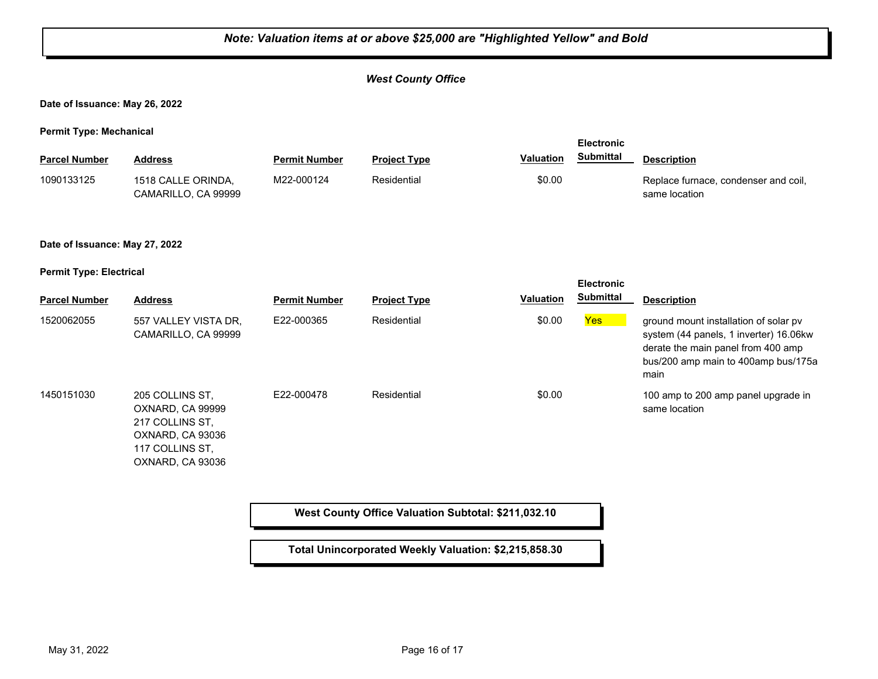***Note: Valuation items at or above $25,000 are "Highlighted Yellow" and Bold***

***West County Office***

**Date of Issuance: May 26, 2022**

**Permit Type: Mechanical**

| Parcel Number | Address | Permit Number | Project Type | Valuation | Electronic Submittal | Description |
|---|---|---|---|---|---|---|
| 1090133125 | 1518 CALLE ORINDA, CAMARILLO, CA 99999 | M22-000124 | Residential | $0.00 | | Replace furnace, condenser and coil, same location |

**Date of Issuance: May 27, 2022**

**Permit Type: Electrical**

| Parcel Number | Address | Permit Number | Project Type | Valuation | Electronic Submittal | Description |
|---|---|---|---|---|---|---|
| 1520062055 | 557 VALLEY VISTA DR, CAMARILLO, CA 99999 | E22-000365 | Residential | $0.00 | Yes | ground mount installation of solar pv system (44 panels, 1 inverter) 16.06kw derate the main panel from 400 amp bus/200 amp main to 400amp bus/175a main |
| 1450151030 | 205 COLLINS ST, OXNARD, CA 99999 217 COLLINS ST, OXNARD, CA 93036 117 COLLINS ST, OXNARD, CA 93036 | E22-000478 | Residential | $0.00 | | 100 amp to 200 amp panel upgrade in same location |

**West County Office Valuation Subtotal: $211,032.10**

**Total Unincorporated Weekly Valuation: $2,215,858.30**

May 31, 2022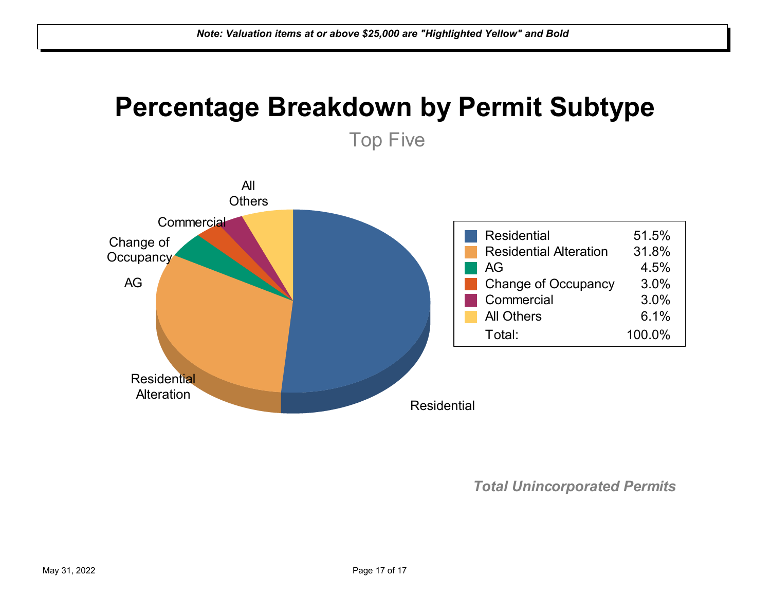***Note: Valuation items at or above $25,000 are "Highlighted Yellow" and Bold***

# Percentage Breakdown by Permit Subtype

Top Five

All Others
Commercial
Change of Occupancy
AG
Residential Alteration
Residential

Residential 51.5%
Residential Alteration 31.8%
AG 4.5%
Change of Occupancy 3.0%
Commercial 3.0%
All Others 6.1%
Total: 100.0%

***Total Unincorporated Permits***

May 31, 2022